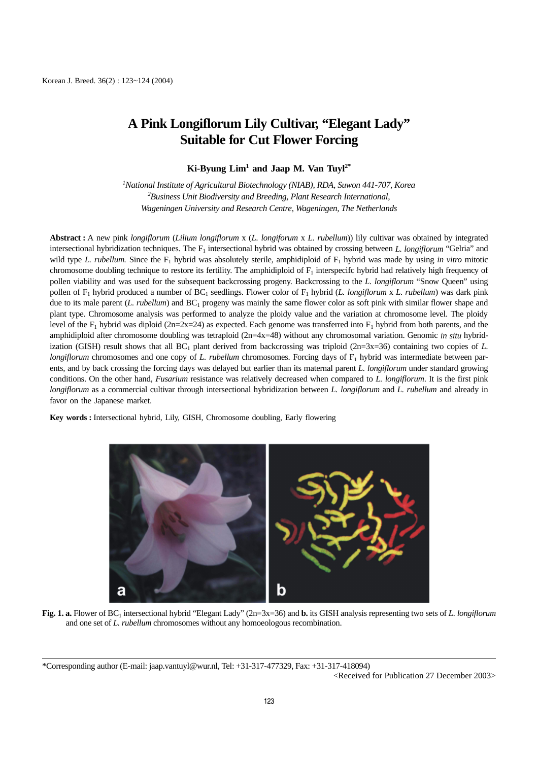# A Pink Longiflorum Lily Cultivar, "Elegant Lady" Suitable for Cut Flower Forcing

**Ki-Byung Lim[1] and Jaap M. Van Tuyl[2*]**

*[1]National Institute of Agricultural Biotechnology (NIAB), RDA, Suwon 441-707, Korea*
*[2]Business Unit Biodiversity and Breeding, Plant Research International,*
*Wageningen University and Research Centre, Wageningen, The Netherlands*

**Abstract :** A new pink *longiflorum* (*Lilium longiflorum* x (*L. longiforum* x *L. rubellum*)) lily cultivar was obtained by integrated intersectional hybridization techniques. The $F_1$ intersectional hybrid was obtained by crossing between *L. longiflorum* "Gelria" and wild type *L. rubellum.* Since the $F_1$ hybrid was absolutely sterile, amphidiploid of $F_1$ hybrid was made by using *in vitro* mitotic chromosome doubling technique to restore its fertility. The amphidiploid of $F_1$ interspecifc hybrid had relatively high frequency of pollen viability and was used for the subsequent backcrossing progeny. Backcrossing to the *L. longiflorum* "Snow Queen" using pollen of $F_1$ hybrid produced a number of $BC_1$ seedlings. Flower color of $F_1$ hybrid (*L. longiflorum* x *L. rubellum*) was dark pink due to its male parent (*L. rubellum*) and $BC_1$ progeny was mainly the same flower color as soft pink with similar flower shape and plant type. Chromosome analysis was performed to analyze the ploidy value and the variation at chromosome level. The ploidy level of the $F_1$ hybrid was diploid (2n=2x=24) as expected. Each genome was transferred into $F_1$ hybrid from both parents, and the amphidiploid after chromosome doubling was tetraploid (2n=4x=48) without any chromosomal variation. Genomic *in situ* hybridization (GISH) result shows that all $BC_1$ plant derived from backcrossing was triploid (2n=3x=36) containing two copies of *L. longiflorum* chromosomes and one copy of *L. rubellum* chromosomes. Forcing days of $F_1$ hybrid was intermediate between parents, and by back crossing the forcing days was delayed but earlier than its maternal parent *L. longiflorum* under standard growing conditions. On the other hand, *Fusarium* resistance was relatively decreased when compared to *L. longiflorum*. It is the first pink *longiflorum* as a commercial cultivar through intersectional hybridization between *L. longiflorum* and *L. rubellum* and already in favor on the Japanese market.

**Key words :** Intersectional hybrid, Lily, GISH, Chromosome doubling, Early flowering

**Fig. 1. a.** Flower of $BC_1$ intersectional hybrid "Elegant Lady" (2n=3x=36) and **b.** its GISH analysis representing two sets of *L. longiflorum* and one set of *L. rubellum* chromosomes without any homoeologous recombination.

*Corresponding author (E-mail: jaap.vantuyl@wur.nl, Tel: +31-317-477329, Fax: +31-317-418094)

<Received for Publication 27 December 2003>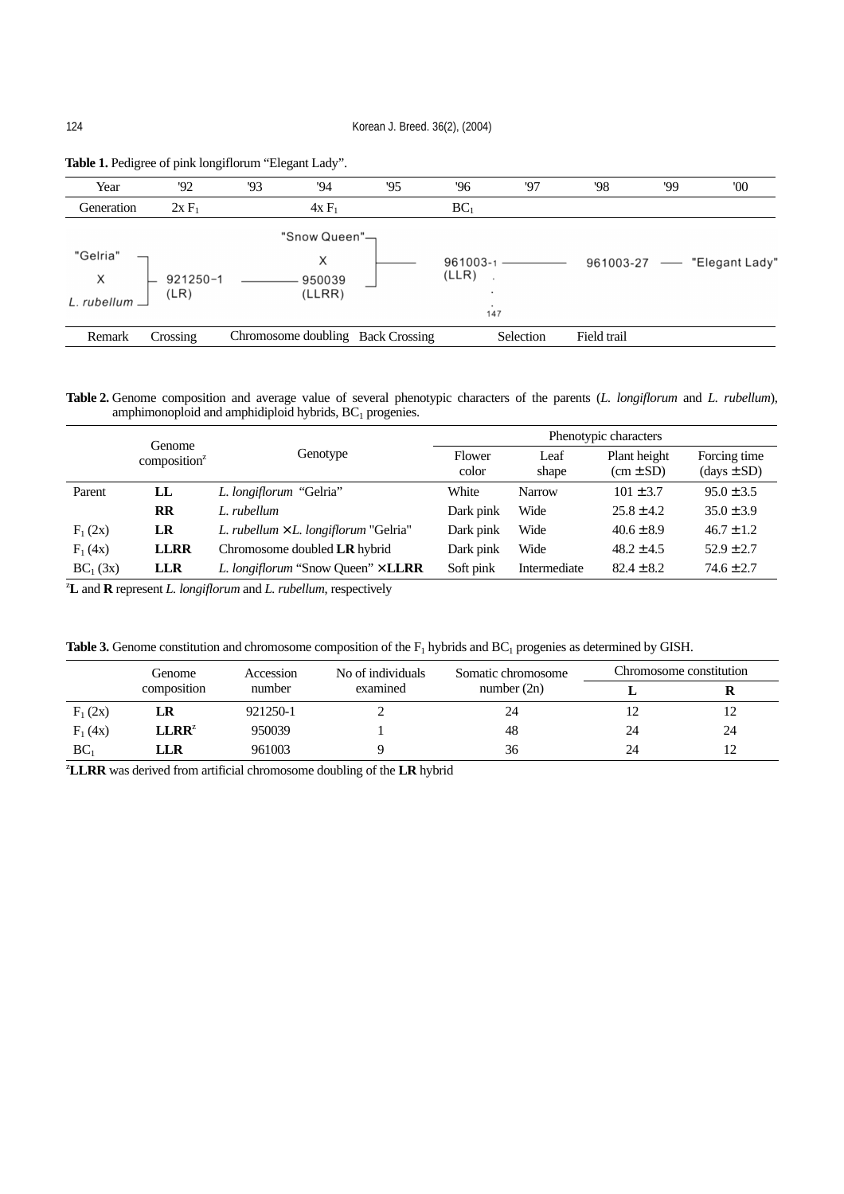**Table 1.** Pedigree of pink longiflorum "Elegant Lady".

| Year | '92 | '93 | '94 | '95 | '96 | '97 | '98 | '99 | '00 |
|---|---|---|---|---|---|---|---|---|---|
| Generation | 2x $F_1$ | | 4x $F_1$ | | $BC_1$ | | | | |
| "Gelria" X *L. rubellum* | 921250-1 (LR) | | "Snow Queen" X 950039 (LLRR) | | 961003-1 (LLR) . . . 147 | | 961003-27 | | "Elegant Lady" |
| Remark | Crossing | Chromosome doubling | | Back Crossing | | Selection | Field trail | | |

**Table 2.** Genome composition and average value of several phenotypic characters of the parents (*L. longiflorum* and *L. rubellum*), amphimonoploid and amphidiploid hybrids, $BC_1$ progenies.

| | Genome composition[z] | Genotype | Phenotypic characters | | | |
|---|---|---|---|---|---|---|
| | | | Flower color | Leaf shape | Plant height (cm ± SD) | Forcing time (days ± SD) |
| Parent | **LL** | *L. longiflorum* "Gelria" | White | Narrow | 101 ± 3.7 | 95.0 ± 3.5 |
| | **RR** | *L. rubellum* | Dark pink | Wide | 25.8 ± 4.2 | 35.0 ± 3.9 |
| $F_1$ (2x) | **LR** | *L. rubellum* × *L. longiflorum* "Gelria" | Dark pink | Wide | 40.6 ± 8.9 | 46.7 ± 1.2 |
| $F_1$ (4x) | **LLRR** | Chromosome doubled **LR** hybrid | Dark pink | Wide | 48.2 ± 4.5 | 52.9 ± 2.7 |
| $BC_1$ (3x) | **LLR** | *L. longiflorum* "Snow Queen" × **LLRR** | Soft pink | Intermediate | 82.4 ± 8.2 | 74.6 ± 2.7 |

[z]**L** and **R** represent *L. longiflorum* and *L. rubellum*, respectively

**Table 3.** Genome constitution and chromosome composition of the $F_1$ hybrids and $BC_1$ progenies as determined by GISH.

| | Genome composition | Accession number | No of individuals examined | Somatic chromosome number (2n) | Chromosome constitution | |
|---|---|---|---|---|---|---|
| | | | | | **L** | **R** |
| $F_1$ (2x) | **LR** | 921250-1 | 2 | 24 | 12 | 12 |
| $F_1$ (4x) | **LLRR**[z] | 950039 | 1 | 48 | 24 | 24 |
| $BC_1$ | **LLR** | 961003 | 9 | 36 | 24 | 12 |

[z]**LLRR** was derived from artificial chromosome doubling of the **LR** hybrid